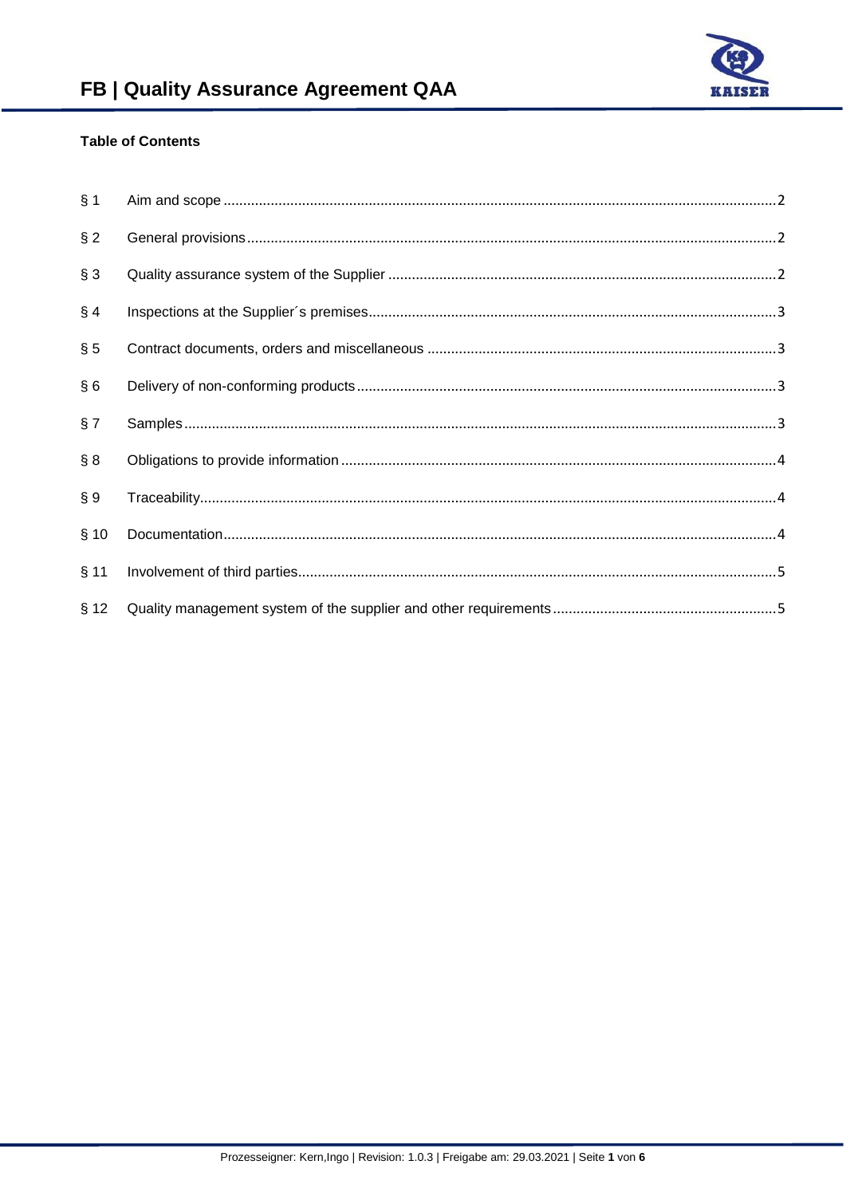# FB | Quality Assurance Agreement QAA

**Table of Contents**

| | | |
|---|---|---|
| § 1 | Aim and scope | 2 |
| § 2 | General provisions | 2 |
| § 3 | Quality assurance system of the Supplier | 2 |
| § 4 | Inspections at the Supplier´s premises | 3 |
| § 5 | Contract documents, orders and miscellaneous | 3 |
| § 6 | Delivery of non-conforming products | 3 |
| § 7 | Samples | 3 |
| § 8 | Obligations to provide information | 4 |
| § 9 | Traceability | 4 |
| § 10 | Documentation | 4 |
| § 11 | Involvement of third parties | 5 |
| § 12 | Quality management system of the supplier and other requirements | 5 |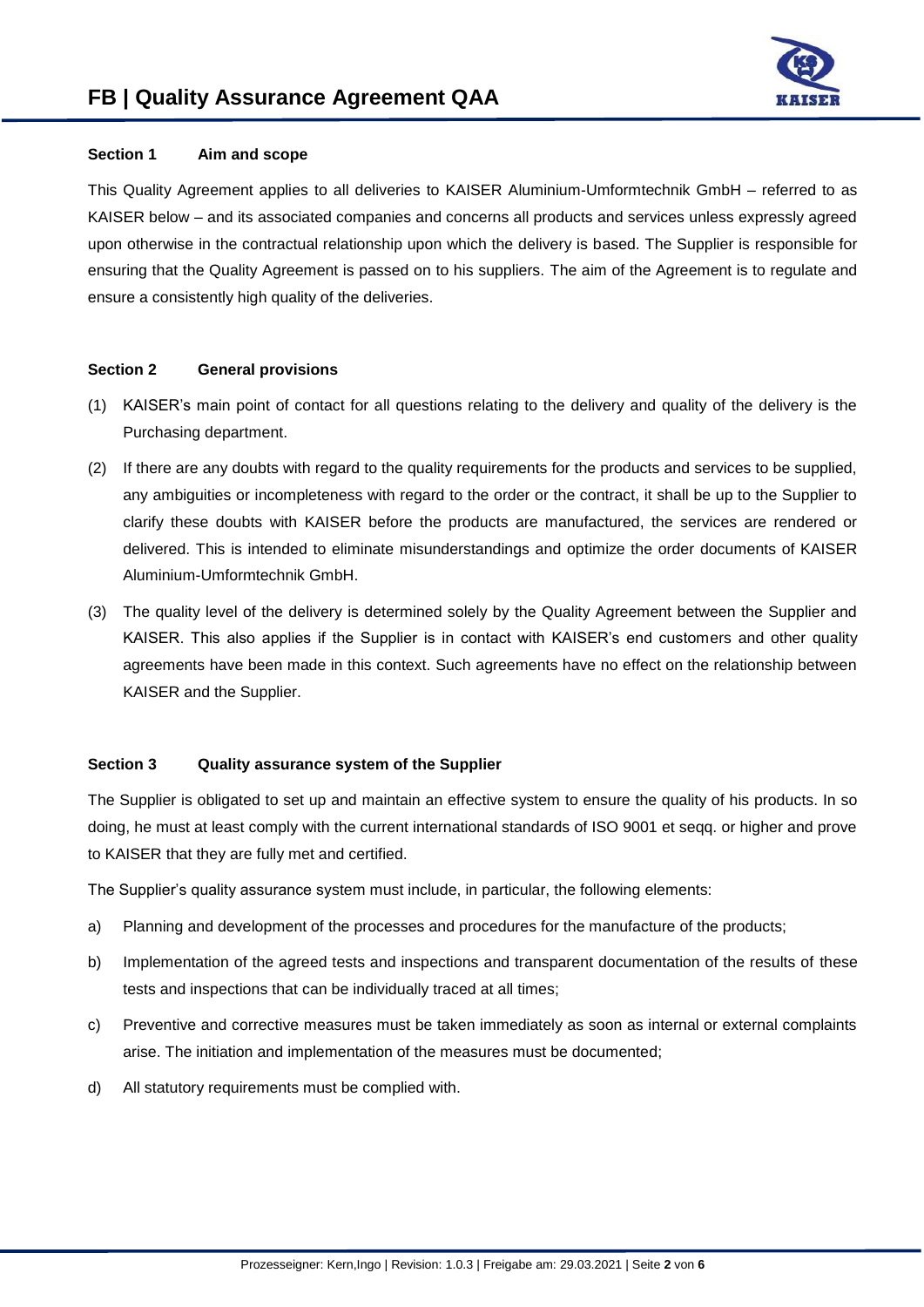### Section 1 Aim and scope

This Quality Agreement applies to all deliveries to KAISER Aluminium-Umformtechnik GmbH – referred to as KAISER below – and its associated companies and concerns all products and services unless expressly agreed upon otherwise in the contractual relationship upon which the delivery is based. The Supplier is responsible for ensuring that the Quality Agreement is passed on to his suppliers. The aim of the Agreement is to regulate and ensure a consistently high quality of the deliveries.

### Section 2 General provisions

(1) KAISER's main point of contact for all questions relating to the delivery and quality of the delivery is the Purchasing department.

(2) If there are any doubts with regard to the quality requirements for the products and services to be supplied, any ambiguities or incompleteness with regard to the order or the contract, it shall be up to the Supplier to clarify these doubts with KAISER before the products are manufactured, the services are rendered or delivered. This is intended to eliminate misunderstandings and optimize the order documents of KAISER Aluminium-Umformtechnik GmbH.

(3) The quality level of the delivery is determined solely by the Quality Agreement between the Supplier and KAISER. This also applies if the Supplier is in contact with KAISER's end customers and other quality agreements have been made in this context. Such agreements have no effect on the relationship between KAISER and the Supplier.

### Section 3 Quality assurance system of the Supplier

The Supplier is obligated to set up and maintain an effective system to ensure the quality of his products. In so doing, he must at least comply with the current international standards of ISO 9001 et seqq. or higher and prove to KAISER that they are fully met and certified.

The Supplier's quality assurance system must include, in particular, the following elements:

a) Planning and development of the processes and procedures for the manufacture of the products;

b) Implementation of the agreed tests and inspections and transparent documentation of the results of these tests and inspections that can be individually traced at all times;

c) Preventive and corrective measures must be taken immediately as soon as internal or external complaints arise. The initiation and implementation of the measures must be documented;

d) All statutory requirements must be complied with.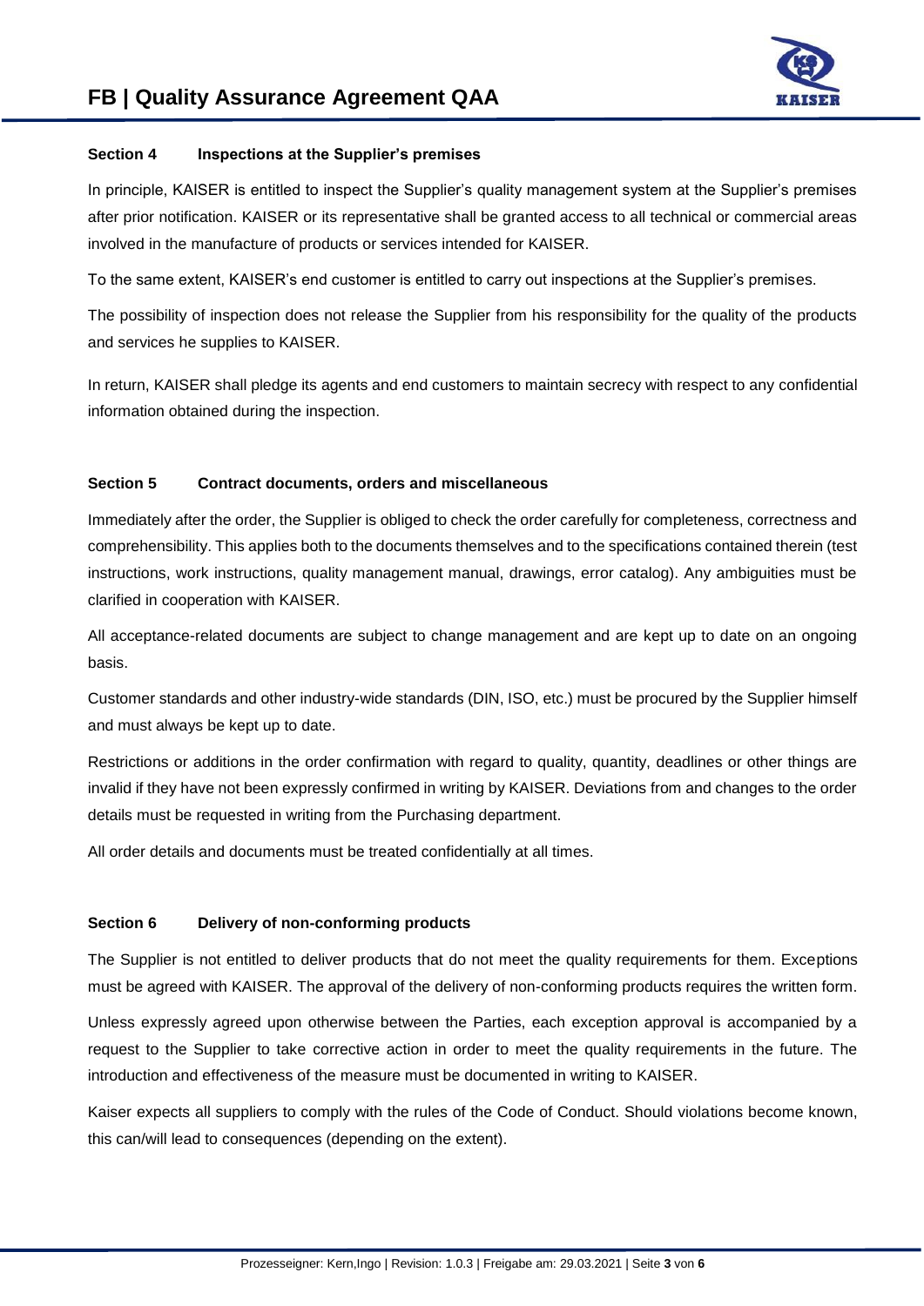## Section 4 Inspections at the Supplier's premises

In principle, KAISER is entitled to inspect the Supplier's quality management system at the Supplier's premises after prior notification. KAISER or its representative shall be granted access to all technical or commercial areas involved in the manufacture of products or services intended for KAISER.

To the same extent, KAISER's end customer is entitled to carry out inspections at the Supplier's premises.

The possibility of inspection does not release the Supplier from his responsibility for the quality of the products and services he supplies to KAISER.

In return, KAISER shall pledge its agents and end customers to maintain secrecy with respect to any confidential information obtained during the inspection.

## Section 5 Contract documents, orders and miscellaneous

Immediately after the order, the Supplier is obliged to check the order carefully for completeness, correctness and comprehensibility. This applies both to the documents themselves and to the specifications contained therein (test instructions, work instructions, quality management manual, drawings, error catalog). Any ambiguities must be clarified in cooperation with KAISER.

All acceptance-related documents are subject to change management and are kept up to date on an ongoing basis.

Customer standards and other industry-wide standards (DIN, ISO, etc.) must be procured by the Supplier himself and must always be kept up to date.

Restrictions or additions in the order confirmation with regard to quality, quantity, deadlines or other things are invalid if they have not been expressly confirmed in writing by KAISER. Deviations from and changes to the order details must be requested in writing from the Purchasing department.

All order details and documents must be treated confidentially at all times.

## Section 6 Delivery of non-conforming products

The Supplier is not entitled to deliver products that do not meet the quality requirements for them. Exceptions must be agreed with KAISER. The approval of the delivery of non-conforming products requires the written form.

Unless expressly agreed upon otherwise between the Parties, each exception approval is accompanied by a request to the Supplier to take corrective action in order to meet the quality requirements in the future. The introduction and effectiveness of the measure must be documented in writing to KAISER.

Kaiser expects all suppliers to comply with the rules of the Code of Conduct. Should violations become known, this can/will lead to consequences (depending on the extent).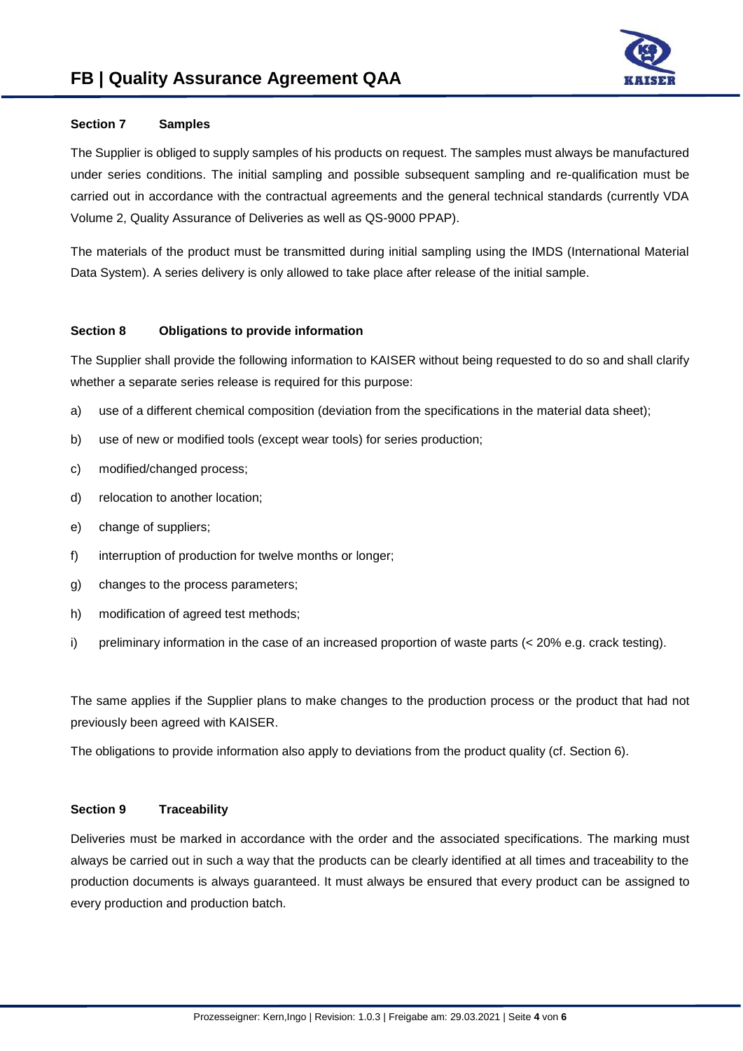## Section 7 Samples

The Supplier is obliged to supply samples of his products on request. The samples must always be manufactured under series conditions. The initial sampling and possible subsequent sampling and re-qualification must be carried out in accordance with the contractual agreements and the general technical standards (currently VDA Volume 2, Quality Assurance of Deliveries as well as QS-9000 PPAP).

The materials of the product must be transmitted during initial sampling using the IMDS (International Material Data System). A series delivery is only allowed to take place after release of the initial sample.

## Section 8 Obligations to provide information

The Supplier shall provide the following information to KAISER without being requested to do so and shall clarify whether a separate series release is required for this purpose:

a) use of a different chemical composition (deviation from the specifications in the material data sheet);

b) use of new or modified tools (except wear tools) for series production;

c) modified/changed process;

d) relocation to another location;

e) change of suppliers;

f) interruption of production for twelve months or longer;

g) changes to the process parameters;

h) modification of agreed test methods;

i) preliminary information in the case of an increased proportion of waste parts (< 20% e.g. crack testing).

The same applies if the Supplier plans to make changes to the production process or the product that had not previously been agreed with KAISER.

The obligations to provide information also apply to deviations from the product quality (cf. Section 6).

## Section 9 Traceability

Deliveries must be marked in accordance with the order and the associated specifications. The marking must always be carried out in such a way that the products can be clearly identified at all times and traceability to the production documents is always guaranteed. It must always be ensured that every product can be assigned to every production and production batch.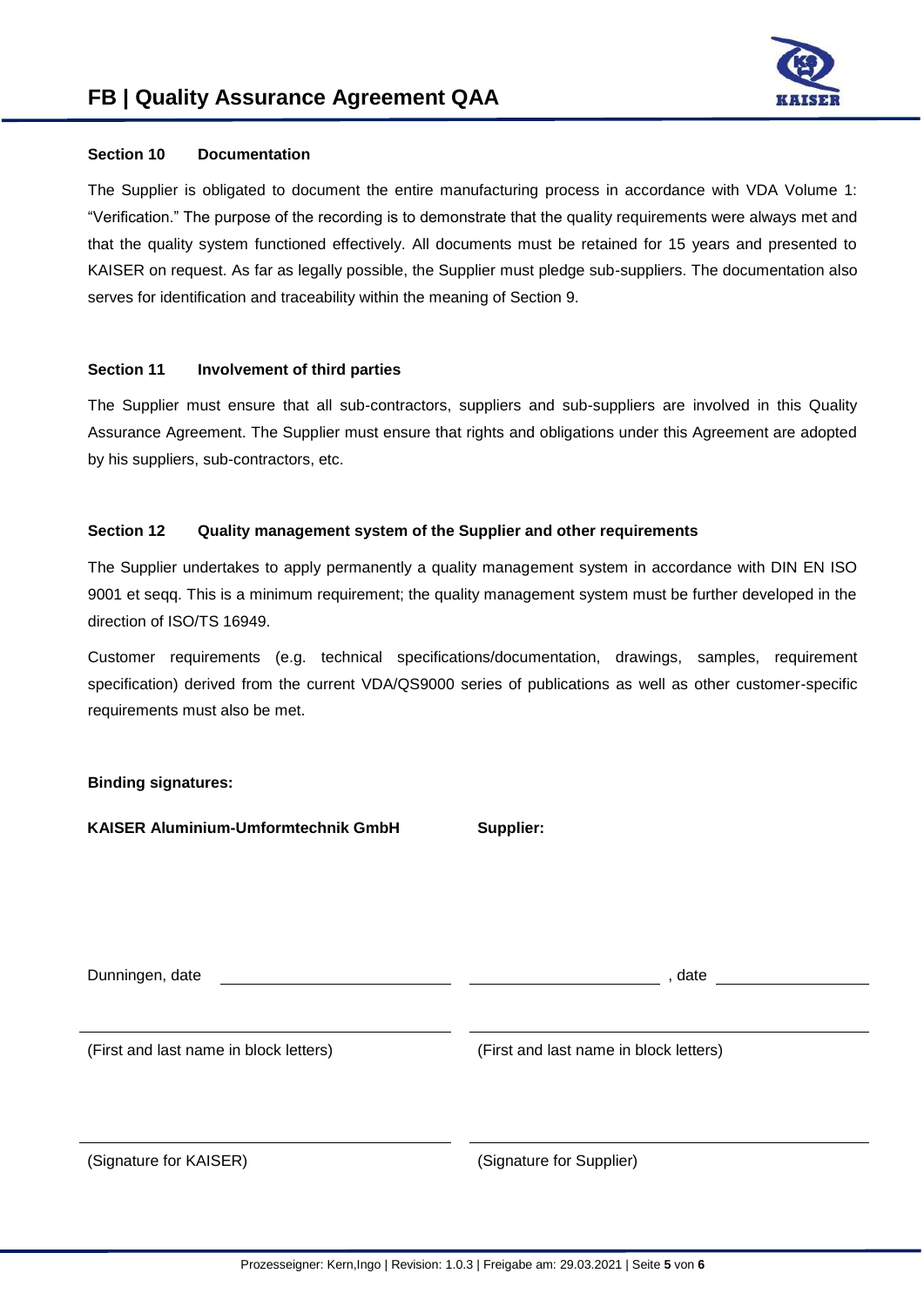### Section 10 Documentation

The Supplier is obligated to document the entire manufacturing process in accordance with VDA Volume 1: "Verification." The purpose of the recording is to demonstrate that the quality requirements were always met and that the quality system functioned effectively. All documents must be retained for 15 years and presented to KAISER on request. As far as legally possible, the Supplier must pledge sub-suppliers. The documentation also serves for identification and traceability within the meaning of Section 9.

### Section 11 Involvement of third parties

The Supplier must ensure that all sub-contractors, suppliers and sub-suppliers are involved in this Quality Assurance Agreement. The Supplier must ensure that rights and obligations under this Agreement are adopted by his suppliers, sub-contractors, etc.

### Section 12 Quality management system of the Supplier and other requirements

The Supplier undertakes to apply permanently a quality management system in accordance with DIN EN ISO 9001 et seqq. This is a minimum requirement; the quality management system must be further developed in the direction of ISO/TS 16949.

Customer requirements (e.g. technical specifications/documentation, drawings, samples, requirement specification) derived from the current VDA/QS9000 series of publications as well as other customer-specific requirements must also be met.

**Binding signatures:**

| **KAISER Aluminium-Umformtechnik GmbH** | **Supplier:** |
|---|---|
| Dunningen, date ____________________ | ____________________, date ____________________ |
| ____________________ | ____________________ |
| (First and last name in block letters) | (First and last name in block letters) |
| ____________________ | ____________________ |
| (Signature for KAISER) | (Signature for Supplier) |